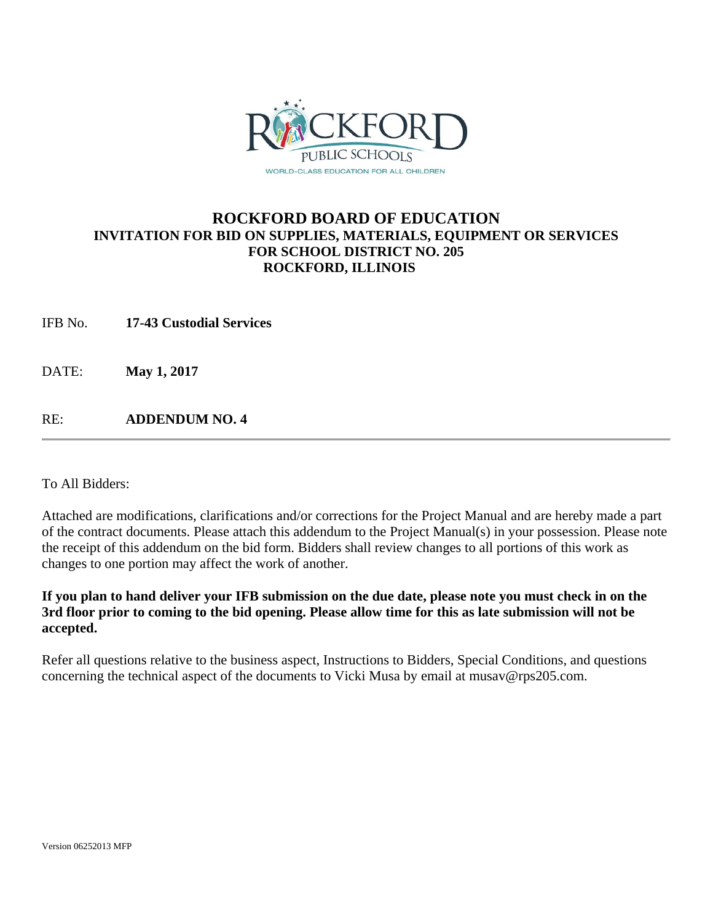# ROCKFORD BOARD OF EDUCATION

## INVITATION FOR BID ON SUPPLIES, MATERIALS, EQUIPMENT OR SERVICES FOR SCHOOL DISTRICT NO. 205 ROCKFORD, ILLINOIS

IFB No. **17-43 Custodial Services**

DATE: **May 1, 2017**

RE: **ADDENDUM NO. 4**

---

To All Bidders:

Attached are modifications, clarifications and/or corrections for the Project Manual and are hereby made a part of the contract documents. Please attach this addendum to the Project Manual(s) in your possession. Please note the receipt of this addendum on the bid form. Bidders shall review changes to all portions of this work as changes to one portion may affect the work of another.

**If you plan to hand deliver your IFB submission on the due date, please note you must check in on the 3rd floor prior to coming to the bid opening. Please allow time for this as late submission will not be accepted.**

Refer all questions relative to the business aspect, Instructions to Bidders, Special Conditions, and questions concerning the technical aspect of the documents to Vicki Musa by email at musav@rps205.com.

Version 06252013 MFP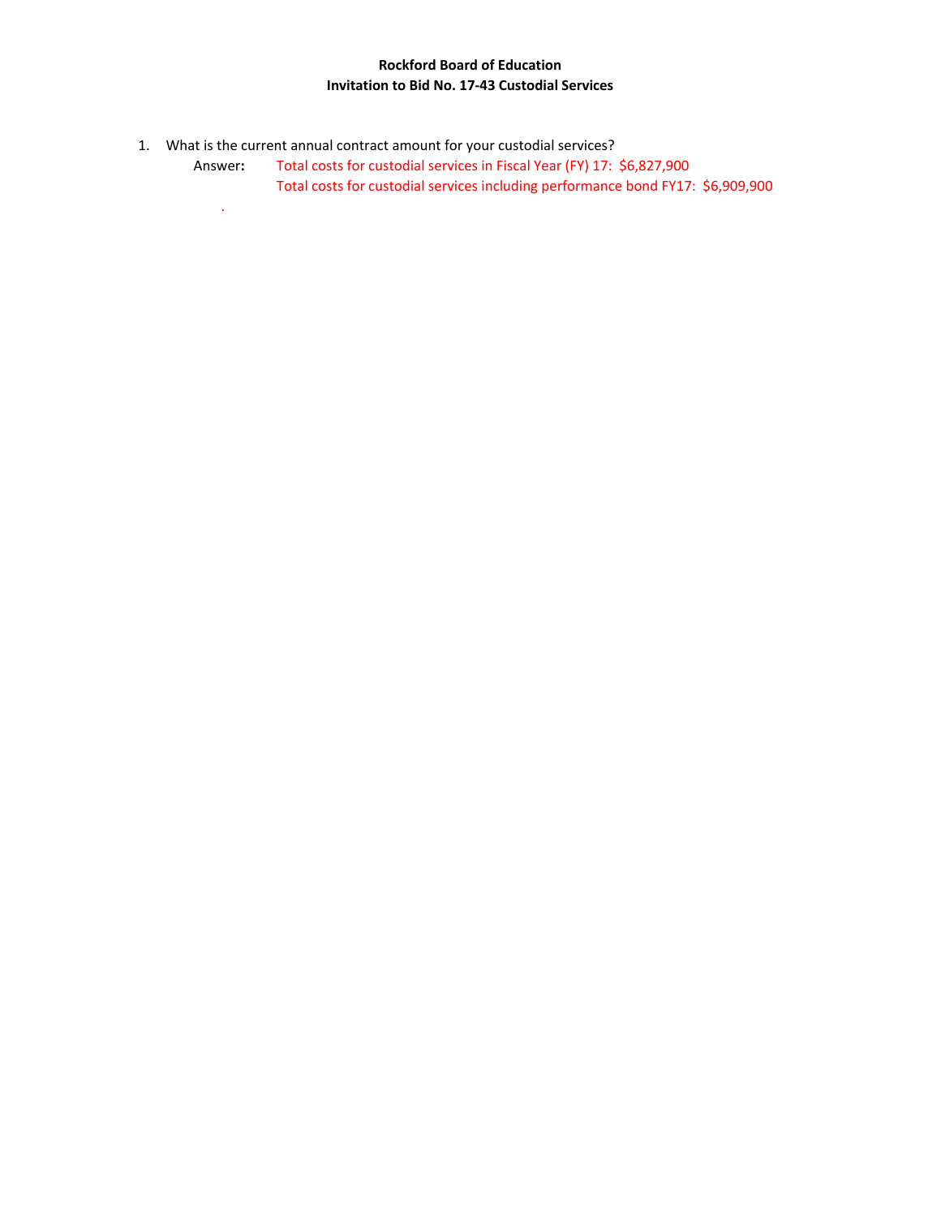**Rockford Board of Education**
**Invitation to Bid No. 17-43 Custodial Services**

1. What is the current annual contract amount for your custodial services?

   Answer: Total costs for custodial services in Fiscal Year (FY) 17: $6,827,900

   Total costs for custodial services including performance bond FY17: $6,909,900